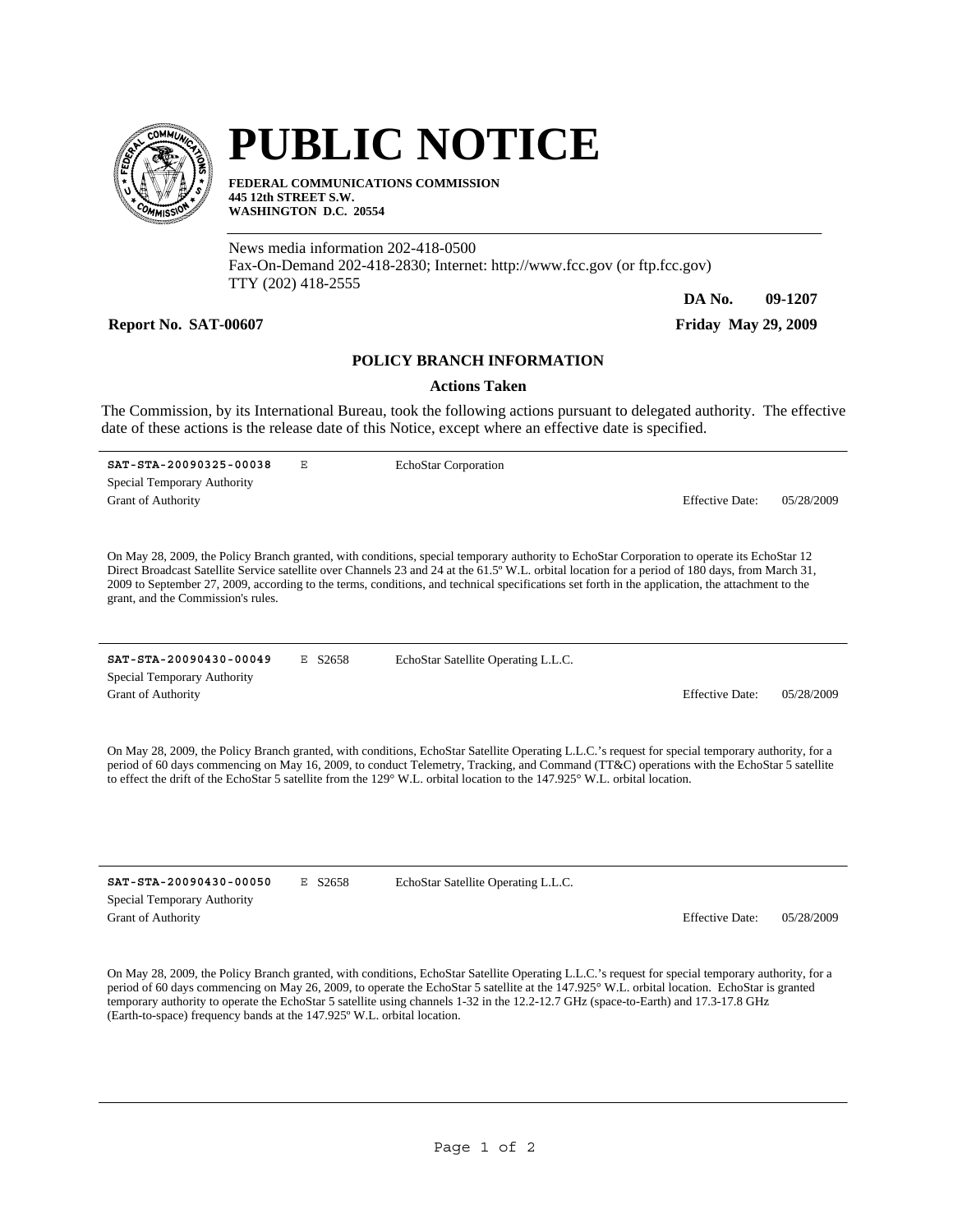# PUBLIC NOTICE

**FEDERAL COMMUNICATIONS COMMISSION**
**445 12th STREET S.W.**
**WASHINGTON D.C. 20554**

News media information 202-418-0500
Fax-On-Demand 202-418-2830; Internet: http://www.fcc.gov (or ftp.fcc.gov)
TTY (202) 418-2555

**DA No. 09-1207**

**Report No. SAT-00607** **Friday May 29, 2009**

## POLICY BRANCH INFORMATION

### Actions Taken

The Commission, by its International Bureau, took the following actions pursuant to delegated authority. The effective date of these actions is the release date of this Notice, except where an effective date is specified.

---

**SAT-STA-20090325-00038** E EchoStar Corporation
Special Temporary Authority
Grant of Authority Effective Date: 05/28/2009

On May 28, 2009, the Policy Branch granted, with conditions, special temporary authority to EchoStar Corporation to operate its EchoStar 12 Direct Broadcast Satellite Service satellite over Channels 23 and 24 at the 61.5º W.L. orbital location for a period of 180 days, from March 31, 2009 to September 27, 2009, according to the terms, conditions, and technical specifications set forth in the application, the attachment to the grant, and the Commission's rules.

---

**SAT-STA-20090430-00049** E S2658 EchoStar Satellite Operating L.L.C.
Special Temporary Authority
Grant of Authority Effective Date: 05/28/2009

On May 28, 2009, the Policy Branch granted, with conditions, EchoStar Satellite Operating L.L.C.'s request for special temporary authority, for a period of 60 days commencing on May 16, 2009, to conduct Telemetry, Tracking, and Command (TT&C) operations with the EchoStar 5 satellite to effect the drift of the EchoStar 5 satellite from the 129° W.L. orbital location to the 147.925° W.L. orbital location.

---

**SAT-STA-20090430-00050** E S2658 EchoStar Satellite Operating L.L.C.
Special Temporary Authority
Grant of Authority Effective Date: 05/28/2009

On May 28, 2009, the Policy Branch granted, with conditions, EchoStar Satellite Operating L.L.C.'s request for special temporary authority, for a period of 60 days commencing on May 26, 2009, to operate the EchoStar 5 satellite at the 147.925° W.L. orbital location. EchoStar is granted temporary authority to operate the EchoStar 5 satellite using channels 1-32 in the 12.2-12.7 GHz (space-to-Earth) and 17.3-17.8 GHz (Earth-to-space) frequency bands at the 147.925º W.L. orbital location.

---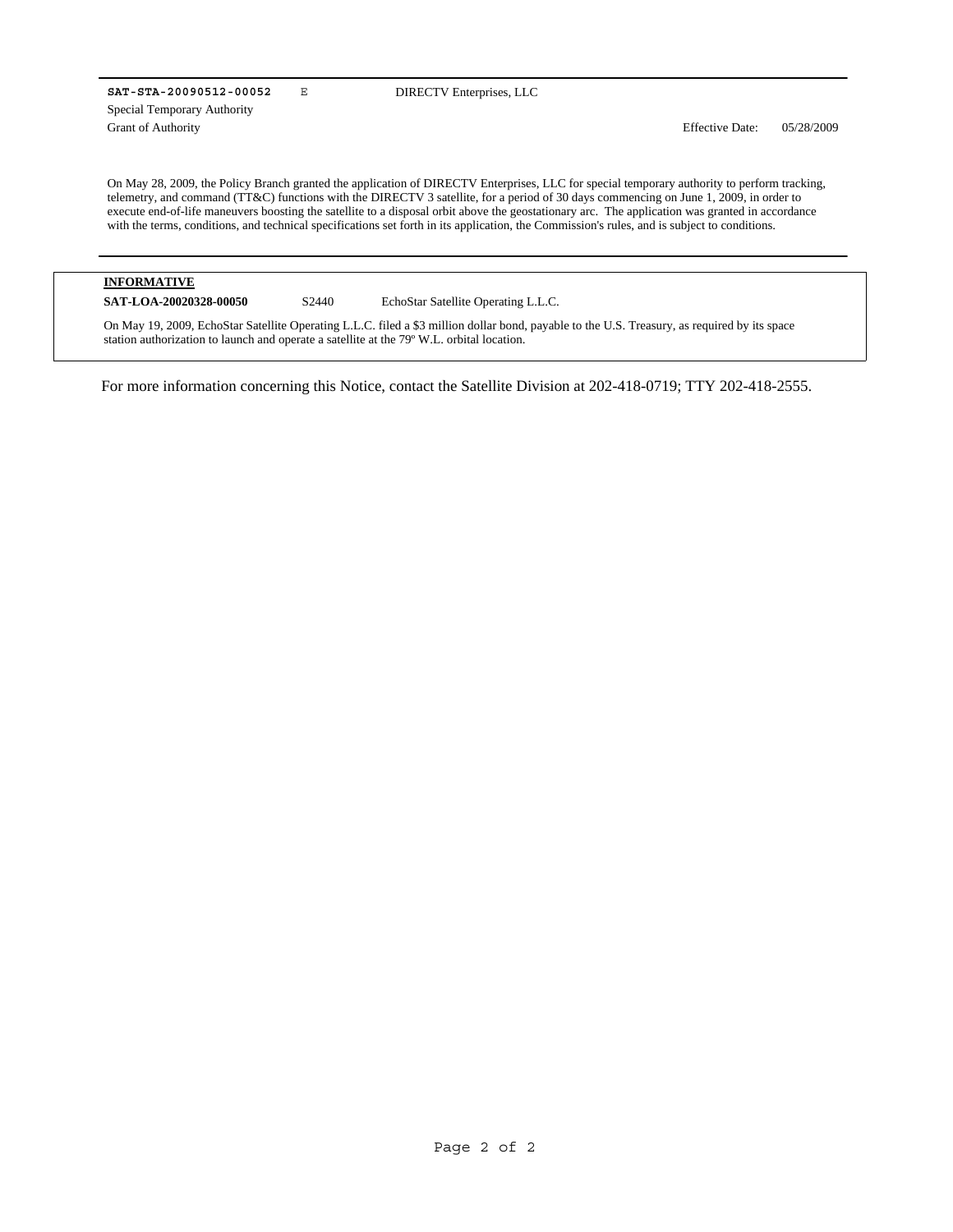**SAT-STA-20090512-00052** E DIRECTV Enterprises, LLC

Special Temporary Authority

Grant of Authority Effective Date: 05/28/2009

On May 28, 2009, the Policy Branch granted the application of DIRECTV Enterprises, LLC for special temporary authority to perform tracking, telemetry, and command (TT&C) functions with the DIRECTV 3 satellite, for a period of 30 days commencing on June 1, 2009, in order to execute end-of-life maneuvers boosting the satellite to a disposal orbit above the geostationary arc. The application was granted in accordance with the terms, conditions, and technical specifications set forth in its application, the Commission's rules, and is subject to conditions.

---

**INFORMATIVE**

**SAT-LOA-20020328-00050** S2440 EchoStar Satellite Operating L.L.C.

On May 19, 2009, EchoStar Satellite Operating L.L.C. filed a $3 million dollar bond, payable to the U.S. Treasury, as required by its space station authorization to launch and operate a satellite at the 79º W.L. orbital location.

For more information concerning this Notice, contact the Satellite Division at 202-418-0719; TTY 202-418-2555.